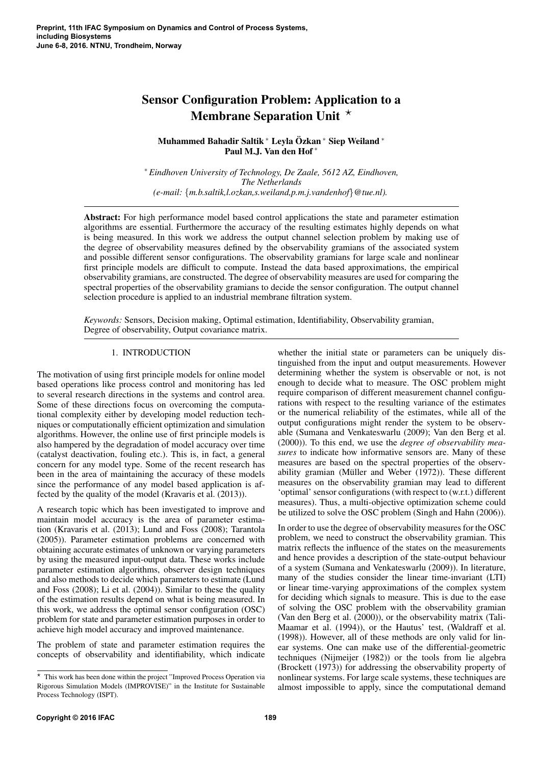# Sensor Configuration Problem: Application to a Membrane Separation Unit ⋆

**Muhammad Bahadir Saltik** * **Leyla Özkan** * **Siep Weiland** * **Paul M.J. Van den Hof** *

\* *Eindhoven University of Technology, De Zaale, 5612 AZ, Eindhoven, The Netherlands (e-mail: {m.b.saltik,l.ozkan,s.weiland,p.m.j.vandenhof}@tue.nl).*

**Abstract:** For high performance model based control applications the state and parameter estimation algorithms are essential. Furthermore the accuracy of the resulting estimates highly depends on what is being measured. In this work we address the output channel selection problem by making use of the degree of observability measures defined by the observability gramians of the associated system and possible different sensor configurations. The observability gramians for large scale and nonlinear first principle models are difficult to compute. Instead the data based approximations, the empirical observability gramians, are constructed. The degree of observability measures are used for comparing the spectral properties of the observability gramians to decide the sensor configuration. The output channel selection procedure is applied to an industrial membrane filtration system.

*Keywords:* Sensors, Decision making, Optimal estimation, Identifiability, Observability gramian, Degree of observability, Output covariance matrix.

## 1. INTRODUCTION

The motivation of using first principle models for online model based operations like process control and monitoring has led to several research directions in the systems and control area. Some of these directions focus on overcoming the computational complexity either by developing model reduction techniques or computationally efficient optimization and simulation algorithms. However, the online use of first principle models is also hampered by the degradation of model accuracy over time (catalyst deactivation, fouling etc.). This is, in fact, a general concern for any model type. Some of the recent research has been in the area of maintaining the accuracy of these models since the performance of any model based application is affected by the quality of the model (Kravaris et al. (2013)).

A research topic which has been investigated to improve and maintain model accuracy is the area of parameter estimation (Kravaris et al. (2013); Lund and Foss (2008); Tarantola (2005)). Parameter estimation problems are concerned with obtaining accurate estimates of unknown or varying parameters by using the measured input-output data. These works include parameter estimation algorithms, observer design techniques and also methods to decide which parameters to estimate (Lund and Foss (2008); Li et al. (2004)). Similar to these the quality of the estimation results depend on what is being measured. In this work, we address the optimal sensor configuration (OSC) problem for state and parameter estimation purposes in order to achieve high model accuracy and improved maintenance.

The problem of state and parameter estimation requires the concepts of observability and identifiability, which indicate whether the initial state or parameters can be uniquely distinguished from the input and output measurements. However determining whether the system is observable or not, is not enough to decide what to measure. The OSC problem might require comparison of different measurement channel configurations with respect to the resulting variance of the estimates or the numerical reliability of the estimates, while all of the output configurations might render the system to be observable (Sumana and Venkateswarlu (2009); Van den Berg et al. (2000)). To this end, we use the *degree of observability measures* to indicate how informative sensors are. Many of these measures are based on the spectral properties of the observability gramian (Müller and Weber (1972)). These different measures on the observability gramian may lead to different 'optimal' sensor configurations (with respect to (w.r.t.) different measures). Thus, a multi-objective optimization scheme could be utilized to solve the OSC problem (Singh and Hahn (2006)).

In order to use the degree of observability measures for the OSC problem, we need to construct the observability gramian. This matrix reflects the influence of the states on the measurements and hence provides a description of the state-output behaviour of a system (Sumana and Venkateswarlu (2009)). In literature, many of the studies consider the linear time-invariant (LTI) or linear time-varying approximations of the complex system for deciding which signals to measure. This is due to the ease of solving the OSC problem with the observability gramian (Van den Berg et al. (2000)), or the observability matrix (Tali-Maamar et al. (1994)), or the Hautus' test, (Waldraff et al. (1998)). However, all of these methods are only valid for linear systems. One can make use of the differential-geometric techniques (Nijmeijer (1982)) or the tools from lie algebra (Brockett (1973)) for addressing the observability property of nonlinear systems. For large scale systems, these techniques are almost impossible to apply, since the computational demand

⋆ This work has been done within the project "Improved Process Operation via Rigorous Simulation Models (IMPROVISE)" in the Institute for Sustainable Process Technology (ISPT).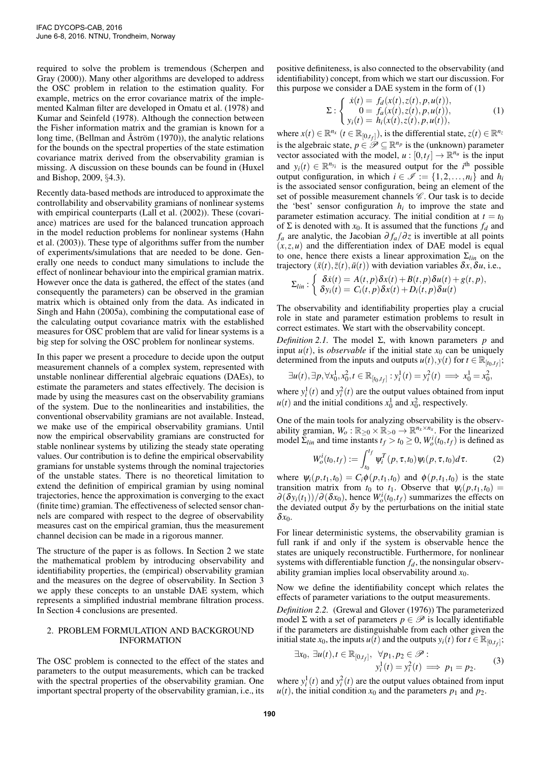required to solve the problem is tremendous (Scherpen and Gray (2000)). Many other algorithms are developed to address the OSC problem in relation to the estimation quality. For example, metrics on the error covariance matrix of the implemented Kalman filter are developed in Omatu et al. (1978) and Kumar and Seinfeld (1978). Although the connection between the Fisher information matrix and the gramian is known for a long time, (Bellman and Åström (1970)), the analytic relations for the bounds on the spectral properties of the state estimation covariance matrix derived from the observability gramian is missing. A discussion on these bounds can be found in (Huxel and Bishop, 2009, §4.3).

Recently data-based methods are introduced to approximate the controllability and observability gramians of nonlinear systems with empirical counterparts (Lall et al. (2002)). These (covariance) matrices are used for the balanced truncation approach in the model reduction problems for nonlinear systems (Hahn et al. (2003)). These type of algorithms suffer from the number of experiments/simulations that are needed to be done. Generally one needs to conduct many simulations to include the effect of nonlinear behaviour into the empirical gramian matrix. However once the data is gathered, the effect of the states (and consequently the parameters) can be observed in the gramian matrix which is obtained only from the data. As indicated in Singh and Hahn (2005a), combining the computational ease of the calculating output covariance matrix with the established measures for OSC problem that are valid for linear systems is a big step for solving the OSC problem for nonlinear systems.

In this paper we present a procedure to decide upon the output measurement channels of a complex system, represented with unstable nonlinear differential algebraic equations (DAEs), to estimate the parameters and states effectively. The decision is made by using the measures cast on the observability gramians of the system. Due to the nonlinearities and instabilities, the conventional observability gramians are not available. Instead, we make use of the empirical observability gramians. Until now the empirical observability gramians are constructed for stable nonlinear systems by utilizing the steady state operating values. Our contribution is to define the empirical observability gramians for unstable systems through the nominal trajectories of the unstable states. There is no theoretical limitation to extend the definition of empirical gramian by using nominal trajectories, hence the approximation is converging to the exact (finite time) gramian. The effectiveness of selected sensor channels are compared with respect to the degree of observability measures cast on the empirical gramian, thus the measurement channel decision can be made in a rigorous manner.

The structure of the paper is as follows. In Section 2 we state the mathematical problem by introducing observability and identifiability properties, the (empirical) observability gramian and the measures on the degree of observability. In Section 3 we apply these concepts to an unstable DAE system, which represents a simplified industrial membrane filtration process. In Section 4 conclusions are presented.

## 2. PROBLEM FORMULATION AND BACKGROUND INFORMATION

The OSC problem is connected to the effect of the states and parameters to the output measurements, which can be tracked with the spectral properties of the observability gramian. One important spectral property of the observability gramian, i.e., its positive definiteness, is also connected to the observability (and identifiability) concept, from which we start our discussion. For this purpose we consider a DAE system in the form of (1)

$$\Sigma : \begin{cases} \dot{x}(t) = f_d(x(t), z(t), p, u(t)), \\ 0 = f_a(x(t), z(t), p, u(t)), \\ y_i(t) = h_i(x(t), z(t), p, u(t)), \end{cases} \tag{1}$$

where $x(t) \in \mathbb{R}^{n_x}$ ($t \in \mathbb{R}_{[0,t_f]}$), is the differential state, $z(t) \in \mathbb{R}^{n_z}$ is the algebraic state, $p \in \mathscr{P} \subseteq \mathbb{R}^{n_p}$ is the (unknown) parameter vector associated with the model, $u : [0,t_f] \to \mathbb{R}^{n_u}$ is the input and $y_i(t) \in \mathbb{R}^{n_{y_i}}$ is the measured output for the $i^{\text{th}}$ possible output configuration, in which $i \in \mathscr{I} := \{1, 2, \ldots, n_i\}$ and $h_i$ is the associated sensor configuration, being an element of the set of possible measurement channels $\mathscr{C}$. Our task is to decide the 'best' sensor configuration $h_i$ to improve the state and parameter estimation accuracy. The initial condition at $t = t_0$ of $\Sigma$ is denoted with $x_0$. It is assumed that the functions $f_d$ and $f_a$ are analytic, the Jacobian $\partial f_a / \partial z$ is invertible at all points $(x, z, u)$ and the differentiation index of DAE model is equal to one, hence there exists a linear approximation $\Sigma_{lin}$ on the trajectory $(\bar{x}(t), \bar{z}(t), \bar{u}(t))$ with deviation variables $\delta x, \delta u$, i.e.,

$$\Sigma_{lin} : \begin{cases} \delta \dot{x}(t) = A(t,p)\delta x(t) + B(t,p)\delta u(t) + g(t,p), \\ \delta y_i(t) = C_i(t,p)\delta x(t) + D_i(t,p)\delta u(t) \end{cases}$$

The observability and identifiability properties play a crucial role in state and parameter estimation problems to result in correct estimates. We start with the observability concept.

*Definition 2.1.* The model $\Sigma$, with known parameters $p$ and input $u(t)$, is *observable* if the initial state $x_0$ can be uniquely determined from the inputs and outputs $u(t), y(t)$ for $t \in \mathbb{R}_{[t_0,t_f]}$;

$$\exists u(t), \exists p, \forall x_0^1, x_0^2, t \in \mathbb{R}_{[t_0,t_f]} : y_i^1(t) = y_i^2(t) \implies x_0^1 = x_0^2,$$

where $y_i^1(t)$ and $y_i^2(t)$ are the output values obtained from input $u(t)$ and the initial conditions $x_0^1$ and $x_0^2$, respectively.

One of the main tools for analyzing observability is the observability gramian, $W_o : \mathbb{R}_{\geq 0} \times \mathbb{R}_{>0} \to \mathbb{R}^{n_x \times n_x}$. For the linearized model $\Sigma_{lin}$ and time instants $t_f > t_0 \geq 0$, $W_o^i(t_0, t_f)$ is defined as

$$W_o^i(t_0, t_f) := \int_{t_0}^{t_f} \psi_i^T(p, \tau, t_0) \psi_i(p, \tau, t_0) d\tau. \tag{2}$$

where $\psi_i(p, t_1, t_0) = C_i \phi(p, t_1, t_0)$ and $\phi(p, t_1, t_0)$ is the state transition matrix from $t_0$ to $t_1$. Observe that $\psi_i(p, t_1, t_0) = \partial(\delta y_i(t_1)) / \partial(\delta x_0)$, hence $W_o^i(t_0, t_f)$ summarizes the effects on the deviated output $\delta y$ by the perturbations on the initial state $\delta x_0$.

For linear deterministic systems, the observability gramian is full rank if and only if the system is observable hence the states are uniquely reconstructible. Furthermore, for nonlinear systems with differentiable function $f_d$, the nonsingular observability gramian implies local observability around $x_0$.

Now we define the identifiability concept which relates the effects of parameter variations to the output measurements.

*Definition 2.2.* (Grewal and Glover (1976)) The parameterized model $\Sigma$ with a set of parameters $p \in \mathscr{P}$ is locally identifiable if the parameters are distinguishable from each other given the initial state $x_0$, the inputs $u(t)$ and the outputs $y_i(t)$ for $t \in \mathbb{R}_{[0,t_f]}$;

$$\begin{aligned} \exists x_0,\ \exists u(t), t \in \mathbb{R}_{[0,t_f]},\ \ \forall p_1, p_2 \in \mathscr{P} : \\ y_i^1(t) = y_i^2(t) \implies p_1 = p_2. \end{aligned} \tag{3}$$

where $y_i^1(t)$ and $y_i^2(t)$ are the output values obtained from input $u(t)$, the initial condition $x_0$ and the parameters $p_1$ and $p_2$.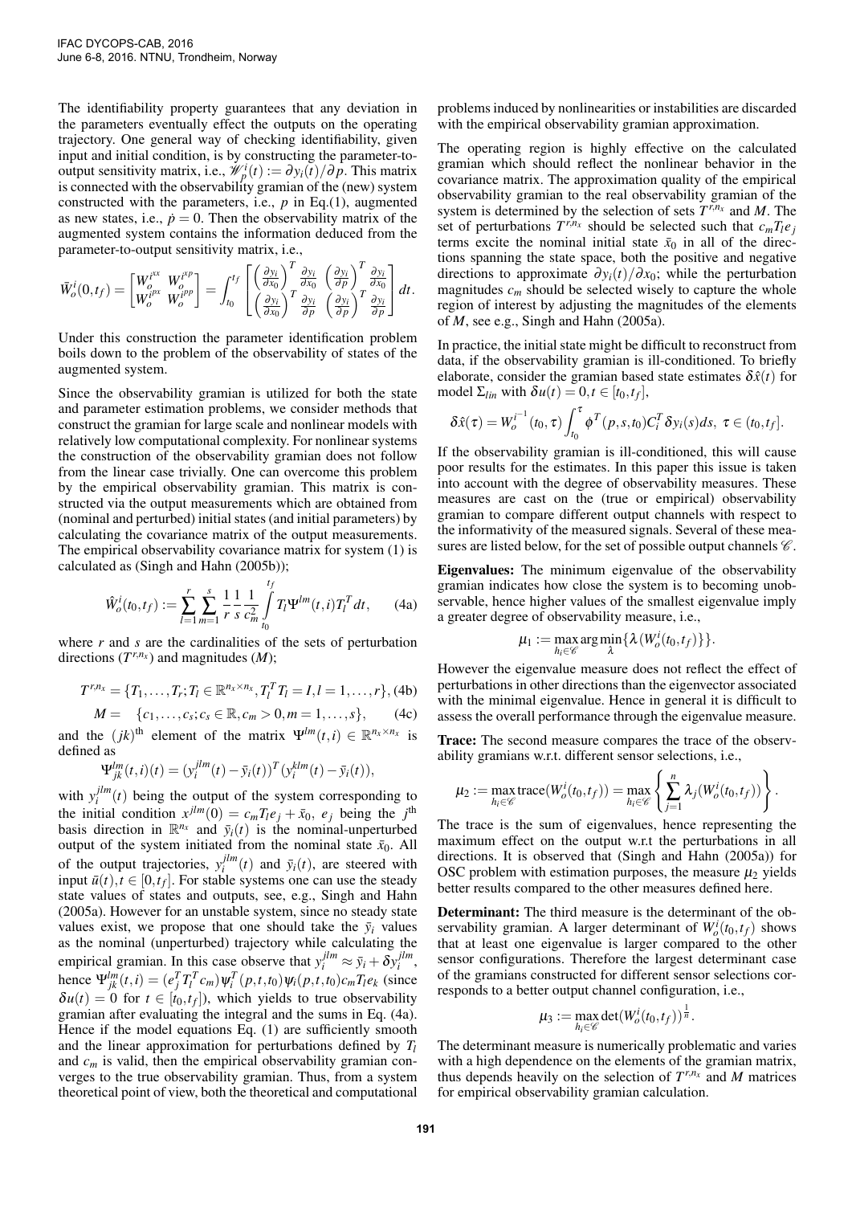The identifiability property guarantees that any deviation in the parameters eventually effect the outputs on the operating trajectory. One general way of checking identifiability, given input and initial condition, is by constructing the parameter-to-output sensitivity matrix, i.e., $\mathscr{W}_p^i(t) := \partial y_i(t)/\partial p$. This matrix is connected with the observability gramian of the (new) system constructed with the parameters, i.e., $p$ in Eq.(1), augmented as new states, i.e., $\dot{p} = 0$. Then the observability matrix of the augmented system contains the information deduced from the parameter-to-output sensitivity matrix, i.e.,

$$\bar{W}_o^i(0,t_f) = \begin{bmatrix} W_o^{i^{xx}} & W_o^{i^{xp}} \\ W_o^{i^{px}} & W_o^{i^{pp}} \end{bmatrix} = \int_{t_0}^{t_f} \begin{bmatrix} \left(\frac{\partial y_i}{\partial x_0}\right)^T \frac{\partial y_i}{\partial x_0} & \left(\frac{\partial y_i}{\partial p}\right)^T \frac{\partial y_i}{\partial x_0} \\ \left(\frac{\partial y_i}{\partial x_0}\right)^T \frac{\partial y_i}{\partial p} & \left(\frac{\partial y_i}{\partial p}\right)^T \frac{\partial y_i}{\partial p} \end{bmatrix} dt.$$

Under this construction the parameter identification problem boils down to the problem of the observability of states of the augmented system.

Since the observability gramian is utilized for both the state and parameter estimation problems, we consider methods that construct the gramian for large scale and nonlinear models with relatively low computational complexity. For nonlinear systems the construction of the observability gramian does not follow from the linear case trivially. One can overcome this problem by the empirical observability gramian. This matrix is constructed via the output measurements which are obtained from (nominal and perturbed) initial states (and initial parameters) by calculating the covariance matrix of the output measurements. The empirical observability covariance matrix for system (1) is calculated as (Singh and Hahn (2005b));

$$\hat{W}_o^i(t_0,t_f) := \sum_{l=1}^{r}\sum_{m=1}^{s} \frac{1}{r}\frac{1}{s}\frac{1}{c_m^2}\int_{t_0}^{t_f} T_l \Psi^{lm}(t,i) T_l^T \, dt, \tag{4a}$$

where $r$ and $s$ are the cardinalities of the sets of perturbation directions ($T^{r,n_x}$) and magnitudes ($M$);

$$T^{r,n_x} = \{T_1,\ldots,T_r; T_l \in \mathbb{R}^{n_x \times n_x}, T_l^T T_l = I, l = 1,\ldots,r\}, \tag{4b}$$

$$M = \{c_1,\ldots,c_s; c_s \in \mathbb{R}, c_m > 0, m = 1,\ldots,s\}, \tag{4c}$$

and the $(jk)^{\text{th}}$ element of the matrix $\Psi^{lm}(t,i) \in \mathbb{R}^{n_x \times n_x}$ is defined as

$$\Psi^{lm}_{jk}(t,i)(t) = (y_i^{jlm}(t) - \bar{y}_i(t))^T (y_i^{klm}(t) - \bar{y}_i(t)),$$

with $y_i^{jlm}(t)$ being the output of the system corresponding to the initial condition $x^{jlm}(0) = c_m T_l e_j + \bar{x}_0$, $e_j$ being the $j^{\text{th}}$ basis direction in $\mathbb{R}^{n_x}$ and $\bar{y}_i(t)$ is the nominal-unperturbed output of the system initiated from the nominal state $\bar{x}_0$. All of the output trajectories, $y_i^{jlm}(t)$ and $\bar{y}_i(t)$, are steered with input $\bar{u}(t), t \in [0,t_f]$. For stable systems one can use the steady state values of states and outputs, see, e.g., Singh and Hahn (2005a). However for an unstable system, since no steady state values exist, we propose that one should take the $\bar{y}_i$ values as the nominal (unperturbed) trajectory while calculating the empirical gramian. In this case observe that $y_i^{jlm} \approx \bar{y}_i + \delta y_i^{jlm}$, hence $\Psi^{lm}_{jk}(t,i) = (e_j^T T_l^T c_m)\psi_i^T(p,t,t_0)\psi_i(p,t,t_0)c_m T_l e_k$ (since $\delta u(t) = 0$ for $t \in [t_0,t_f]$), which yields to true observability gramian after evaluating the integral and the sums in Eq. (4a). Hence if the model equations Eq. (1) are sufficiently smooth and the linear approximation for perturbations defined by $T_l$ and $c_m$ is valid, then the empirical observability gramian converges to the true observability gramian. Thus, from a system theoretical point of view, both the theoretical and computational problems induced by nonlinearities or instabilities are discarded with the empirical observability gramian approximation.

The operating region is highly effective on the calculated gramian which should reflect the nonlinear behavior in the covariance matrix. The approximation quality of the empirical observability gramian to the real observability gramian of the system is determined by the selection of sets $T^{r,n_x}$ and $M$. The set of perturbations $T^{r,n_x}$ should be selected such that $c_m T_l e_j$ terms excite the nominal initial state $\bar{x}_0$ in all of the directions spanning the state space, both the positive and negative directions to approximate $\partial y_i(t)/\partial x_0$; while the perturbation magnitudes $c_m$ should be selected wisely to capture the whole region of interest by adjusting the magnitudes of the elements of $M$, see e.g., Singh and Hahn (2005a).

In practice, the initial state might be difficult to reconstruct from data, if the observability gramian is ill-conditioned. To briefly elaborate, consider the gramian based state estimates $\delta\hat{x}(t)$ for model $\Sigma_{lin}$ with $\delta u(t) = 0, t \in [t_0,t_f]$,

$$\delta\hat{x}(\tau) = W_o^{i^{-1}}(t_0,\tau)\int_{t_0}^{\tau} \phi^T(p,s,t_0) C_i^T \delta y_i(s) ds, \; \tau \in (t_0,t_f].$$

If the observability gramian is ill-conditioned, this will cause poor results for the estimates. In this paper this issue is taken into account with the degree of observability measures. These measures are cast on the (true or empirical) observability gramian to compare different output channels with respect to the informativity of the measured signals. Several of these measures are listed below, for the set of possible output channels $\mathscr{C}$.

**Eigenvalues:** The minimum eigenvalue of the observability gramian indicates how close the system is to becoming unobservable, hence higher values of the smallest eigenvalue imply a greater degree of observability measure, i.e.,

$$\mu_1 := \max_{h_i \in \mathscr{C}} \arg\min_{\lambda} \{\lambda(W_o^i(t_0,t_f))\}.$$

However the eigenvalue measure does not reflect the effect of perturbations in other directions than the eigenvector associated with the minimal eigenvalue. Hence in general it is difficult to assess the overall performance through the eigenvalue measure.

**Trace:** The second measure compares the trace of the observability gramians w.r.t. different sensor selections, i.e.,

$$\mu_2 := \max_{h_i \in \mathscr{C}} \text{trace}(W_o^i(t_0,t_f)) = \max_{h_i \in \mathscr{C}} \left\{ \sum_{j=1}^{n} \lambda_j(W_o^i(t_0,t_f)) \right\}.$$

The trace is the sum of eigenvalues, hence representing the maximum effect on the output w.r.t the perturbations in all directions. It is observed that (Singh and Hahn (2005a)) for OSC problem with estimation purposes, the measure $\mu_2$ yields better results compared to the other measures defined here.

**Determinant:** The third measure is the determinant of the observability gramian. A larger determinant of $W_o^i(t_0,t_f)$ shows that at least one eigenvalue is larger compared to the other sensor configurations. Therefore the largest determinant case of the gramians constructed for different sensor selections corresponds to a better output channel configuration, i.e.,

$$\mu_3 := \max_{h_i \in \mathscr{C}} \det(W_o^i(t_0,t_f))^{\frac{1}{n}}.$$

The determinant measure is numerically problematic and varies with a high dependence on the elements of the gramian matrix, thus depends heavily on the selection of $T^{r,n_x}$ and $M$ matrices for empirical observability gramian calculation.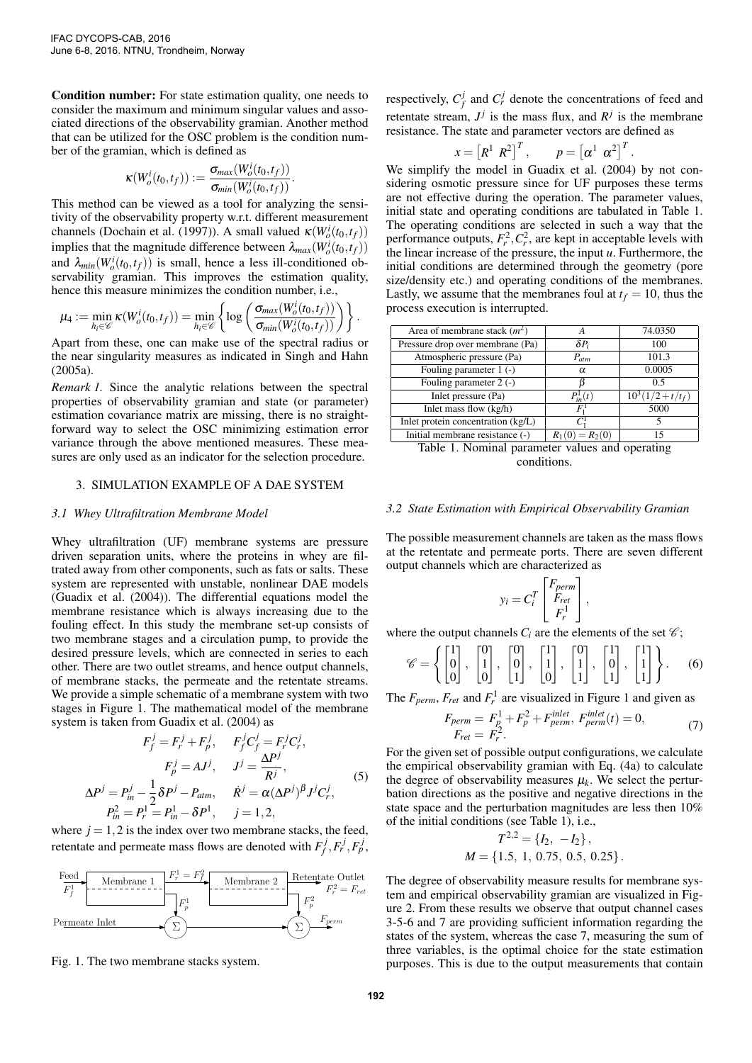**Condition number:** For state estimation quality, one needs to consider the maximum and minimum singular values and associated directions of the observability gramian. Another method that can be utilized for the OSC problem is the condition number of the gramian, which is defined as

$$\kappa(W_o^i(t_0,t_f)) := \frac{\sigma_{max}(W_o^i(t_0,t_f))}{\sigma_{min}(W_o^i(t_0,t_f))}.$$

This method can be viewed as a tool for analyzing the sensitivity of the observability property w.r.t. different measurement channels (Dochain et al. (1997)). A small valued $\kappa(W_o^i(t_0,t_f))$ implies that the magnitude difference between $\lambda_{max}(W_o^i(t_0,t_f))$ and $\lambda_{min}(W_o^i(t_0,t_f))$ is small, hence a less ill-conditioned observability gramian. This improves the estimation quality, hence this measure minimizes the condition number, i.e.,

$$\mu_4 := \min_{h_i \in \mathscr{C}} \kappa(W_o^i(t_0,t_f)) = \min_{h_i \in \mathscr{C}} \left\{ \log\left( \frac{\sigma_{max}(W_o^i(t_0,t_f))}{\sigma_{min}(W_o^i(t_0,t_f))} \right) \right\}.$$

Apart from these, one can make use of the spectral radius or the near singularity measures as indicated in Singh and Hahn (2005a).

*Remark 1.* Since the analytic relations between the spectral properties of observability gramian and state (or parameter) estimation covariance matrix are missing, there is no straightforward way to select the OSC minimizing estimation error variance through the above mentioned measures. These measures are only used as an indicator for the selection procedure.

## 3. SIMULATION EXAMPLE OF A DAE SYSTEM

### *3.1 Whey Ultrafiltration Membrane Model*

Whey ultrafiltration (UF) membrane systems are pressure driven separation units, where the proteins in whey are filtrated away from other components, such as fats or salts. These system are represented with unstable, nonlinear DAE models (Guadix et al. (2004)). The differential equations model the membrane resistance which is always increasing due to the fouling effect. In this study the membrane set-up consists of two membrane stages and a circulation pump, to provide the desired pressure levels, which are connected in series to each other. There are two outlet streams, and hence output channels, of membrane stacks, the permeate and the retentate streams. We provide a simple schematic of a membrane system with two stages in Figure 1. The mathematical model of the membrane system is taken from Guadix et al. (2004) as

$$\begin{aligned}
F_f^j &= F_r^j + F_p^j, \quad F_f^j C_f^j = F_r^j C_r^j, \\
F_p^j &= A J^j, \quad J^j = \frac{\Delta P^j}{R^j}, \\
\Delta P^j &= P_{in}^j - \frac{1}{2}\delta P^j - P_{atm}, \quad \dot{R}^j = \alpha (\Delta P^j)^\beta J^j C_r^j, \\
P_{in}^2 &= P_r^1 = P_{in}^1 - \delta P^1, \quad j = 1,2,
\end{aligned} \tag{5}$$

where $j = 1,2$ is the index over two membrane stacks, the feed, retentate and permeate mass flows are denoted with $F_f^j, F_r^j, F_p^j$, respectively, $C_f^j$ and $C_r^j$ denote the concentrations of feed and retentate stream, $J^j$ is the mass flux, and $R^j$ is the membrane resistance. The state and parameter vectors are defined as

$$x = \begin{bmatrix} R^1 & R^2 \end{bmatrix}^T, \qquad p = \begin{bmatrix} \alpha^1 & \alpha^2 \end{bmatrix}^T.$$

Fig. 1. The two membrane stacks system.

We simplify the model in Guadix et al. (2004) by not considering osmotic pressure since for UF purposes these terms are not effective during the operation. The parameter values, initial state and operating conditions are tabulated in Table 1. The operating conditions are selected in such a way that the performance outputs, $F_r^2, C_r^2$, are kept in acceptable levels with the linear increase of the pressure, the input $u$. Furthermore, the initial conditions are determined through the geometry (pore size/density etc.) and operating conditions of the membranes. Lastly, we assume that the membranes foul at $t_f = 10$, thus the process execution is interrupted.

| | | |
|---|---|---|
| Area of membrane stack ($m^2$) | $A$ | 74.0350 |
| Pressure drop over membrane (Pa) | $\delta P_i$ | 100 |
| Atmospheric pressure (Pa) | $P_{atm}$ | 101.3 |
| Fouling parameter 1 (-) | $\alpha$ | 0.0005 |
| Fouling parameter 2 (-) | $\beta$ | 0.5 |
| Inlet pressure (Pa) | $P_{in}^1(t)$ | $10^3(1/2 + t/t_f)$ |
| Inlet mass flow (kg/h) | $F_1^1$ | 5000 |
| Inlet protein concentration (kg/L) | $C_1^1$ | 5 |
| Initial membrane resistance (-) | $R_1(0) = R_2(0)$ | 15 |

Table 1. Nominal parameter values and operating conditions.

### *3.2 State Estimation with Empirical Observability Gramian*

The possible measurement channels are taken as the mass flows at the retentate and permeate ports. There are seven different output channels which are characterized as

$$y_i = C_i^T \begin{bmatrix} F_{perm} \\ F_{ret} \\ F_r^1 \end{bmatrix},$$

where the output channels $C_i$ are the elements of the set $\mathscr{C}$;

$$\mathscr{C} = \left\{ \begin{bmatrix} 1 \\ 0 \\ 0 \end{bmatrix}, \begin{bmatrix} 0 \\ 1 \\ 0 \end{bmatrix}, \begin{bmatrix} 0 \\ 0 \\ 1 \end{bmatrix}, \begin{bmatrix} 1 \\ 1 \\ 0 \end{bmatrix}, \begin{bmatrix} 0 \\ 1 \\ 1 \end{bmatrix}, \begin{bmatrix} 1 \\ 0 \\ 1 \end{bmatrix}, \begin{bmatrix} 1 \\ 1 \\ 1 \end{bmatrix} \right\}. \tag{6}$$

The $F_{perm}$, $F_{ret}$ and $F_r^1$ are visualized in Figure 1 and given as

$$\begin{aligned}
F_{perm} &= F_p^1 + F_p^2 + F_{perm}^{inlet}, \; F_{perm}^{inlet}(t) = 0, \\
F_{ret} &= F_r^2.
\end{aligned} \tag{7}$$

For the given set of possible output configurations, we calculate the empirical observability gramian with Eq. (4a) to calculate the degree of observability measures $\mu_k$. We select the perturbation directions as the positive and negative directions in the state space and the perturbation magnitudes are less then 10% of the initial conditions (see Table 1), i.e.,

$$T^{2,2} = \{I_2, \; -I_2\},$$
$$M = \{1.5, \; 1, \; 0.75, \; 0.5, \; 0.25\}.$$

The degree of observability measure results for membrane system and empirical observability gramian are visualized in Figure 2. From these results we observe that output channel cases 3-5-6 and 7 are providing sufficient information regarding the states of the system, whereas the case 7, measuring the sum of three variables, is the optimal choice for the state estimation purposes. This is due to the output measurements that contain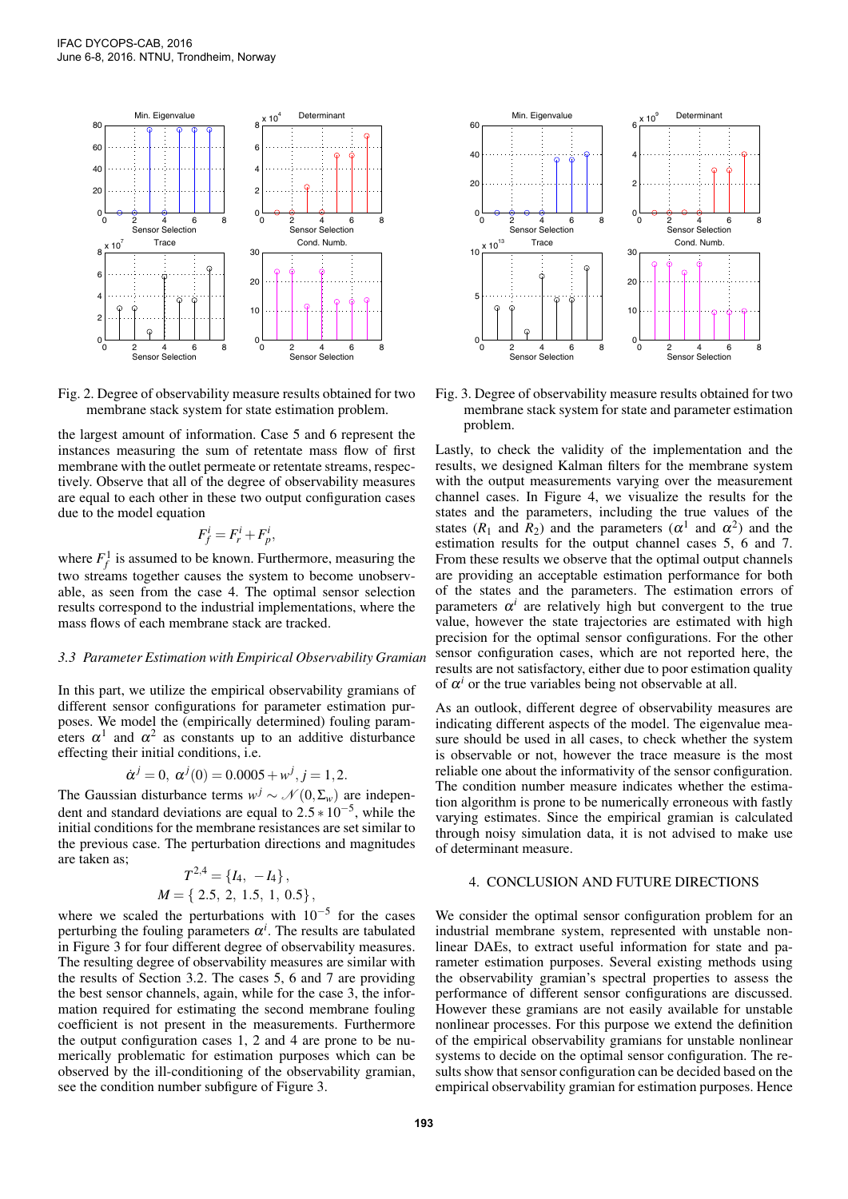Fig. 2. Degree of observability measure results obtained for two membrane stack system for state estimation problem.

the largest amount of information. Case 5 and 6 represent the instances measuring the sum of retentate mass flow of first membrane with the outlet permeate or retentate streams, respectively. Observe that all of the degree of observability measures are equal to each other in these two output configuration cases due to the model equation

$$F_f^i = F_r^i + F_p^i,$$

where $F_f^1$ is assumed to be known. Furthermore, measuring the two streams together causes the system to become unobservable, as seen from the case 4. The optimal sensor selection results correspond to the industrial implementations, where the mass flows of each membrane stack are tracked.

### 3.3 Parameter Estimation with Empirical Observability Gramian

In this part, we utilize the empirical observability gramians of different sensor configurations for parameter estimation purposes. We model the (empirically determined) fouling parameters $\alpha^1$ and $\alpha^2$ as constants up to an additive disturbance effecting their initial conditions, i.e.

$$\dot{\alpha}^j = 0, \ \alpha^j(0) = 0.0005 + w^j, j = 1,2.$$

The Gaussian disturbance terms $w^j \sim \mathcal{N}(0, \Sigma_w)$ are independent and standard deviations are equal to $2.5 * 10^{-5}$, while the initial conditions for the membrane resistances are set similar to the previous case. The perturbation directions and magnitudes are taken as;

$$T^{2,4} = \{I_4, \ -I_4\},$$
$$M = \{\, 2.5, \ 2, \ 1.5, \ 1, \ 0.5\},$$

where we scaled the perturbations with $10^{-5}$ for the cases perturbing the fouling parameters $\alpha^i$. The results are tabulated in Figure 3 for four different degree of observability measures. The resulting degree of observability measures are similar with the results of Section 3.2. The cases 5, 6 and 7 are providing the best sensor channels, again, while for the case 3, the information required for estimating the second membrane fouling coefficient is not present in the measurements. Furthermore the output configuration cases 1, 2 and 4 are prone to be numerically problematic for estimation purposes which can be observed by the ill-conditioning of the observability gramian, see the condition number subfigure of Figure 3.

Fig. 3. Degree of observability measure results obtained for two membrane stack system for state and parameter estimation problem.

Lastly, to check the validity of the implementation and the results, we designed Kalman filters for the membrane system with the output measurements varying over the measurement channel cases. In Figure 4, we visualize the results for the states and the parameters, including the true values of the states ($R_1$ and $R_2$) and the parameters ($\alpha^1$ and $\alpha^2$) and the estimation results for the output channel cases 5, 6 and 7. From these results we observe that the optimal output channels are providing an acceptable estimation performance for both of the states and the parameters. The estimation errors of parameters $\alpha^i$ are relatively high but convergent to the true value, however the state trajectories are estimated with high precision for the optimal sensor configurations. For the other sensor configuration cases, which are not reported here, the results are not satisfactory, either due to poor estimation quality of $\alpha^i$ or the true variables being not observable at all.

As an outlook, different degree of observability measures are indicating different aspects of the model. The eigenvalue measure should be used in all cases, to check whether the system is observable or not, however the trace measure is the most reliable one about the informativity of the sensor configuration. The condition number measure indicates whether the estimation algorithm is prone to be numerically erroneous with fastly varying estimates. Since the empirical gramian is calculated through noisy simulation data, it is not advised to make use of determinant measure.

## 4. CONCLUSION AND FUTURE DIRECTIONS

We consider the optimal sensor configuration problem for an industrial membrane system, represented with unstable nonlinear DAEs, to extract useful information for state and parameter estimation purposes. Several existing methods using the observability gramian's spectral properties to assess the performance of different sensor configurations are discussed. However these gramians are not easily available for unstable nonlinear processes. For this purpose we extend the definition of the empirical observability gramians for unstable nonlinear systems to decide on the optimal sensor configuration. The results show that sensor configuration can be decided based on the empirical observability gramian for estimation purposes. Hence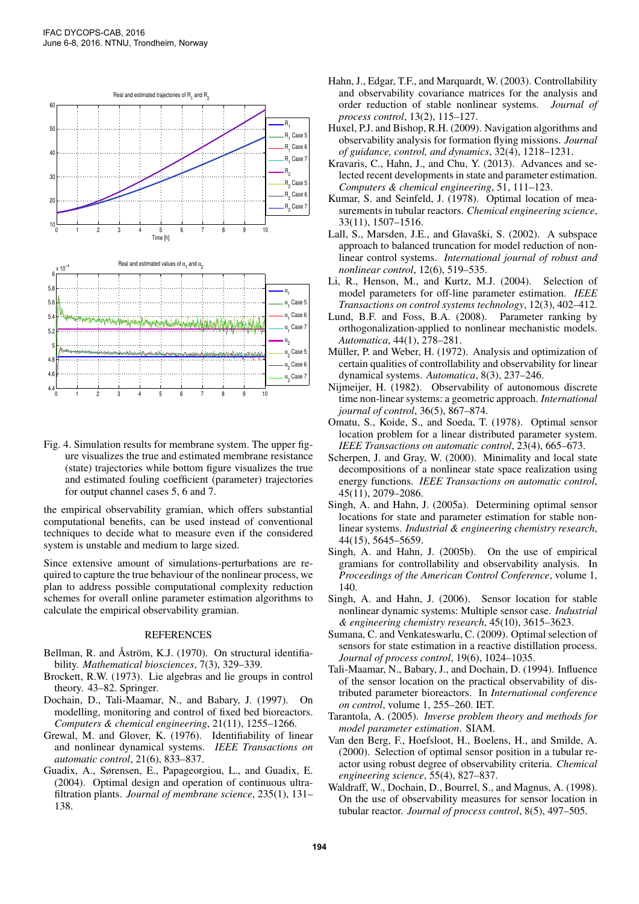Real and estimated trajectories of $R_1$ and $R_2$

60
50
40
30
20
10

0 1 2 3 4 5 6 7 8 9 10

Time [h]

$R_1$
$R_1$ Case 5
$R_1$ Case 6
$R_1$ Case 7
$R_2$
$R_2$ Case 5
$R_2$ Case 6
$R_2$ Case 7

Real and estimated values of $\alpha_1$ and $\alpha_2$

x $10^{-4}$

6
5.8
5.6
5.4
5.2
5
4.8
4.6
4.4

0 1 2 3 4 5 6 7 8 9 10

$\alpha_1$
$\alpha_1$ Case 5
$\alpha_1$ Case 6
$\alpha_1$ Case 7
$\alpha_2$
$\alpha_2$ Case 5
$\alpha_2$ Case 6
$\alpha_2$ Case 7

Fig. 4. Simulation results for membrane system. The upper figure visualizes the true and estimated membrane resistance (state) trajectories while bottom figure visualizes the true and estimated fouling coefficient (parameter) trajectories for output channel cases 5, 6 and 7.

the empirical observability gramian, which offers substantial computational benefits, can be used instead of conventional techniques to decide what to measure even if the considered system is unstable and medium to large sized.

Since extensive amount of simulations-perturbations are required to capture the true behaviour of the nonlinear process, we plan to address possible computational complexity reduction schemes for overall online parameter estimation algorithms to calculate the empirical observability gramian.

## REFERENCES

Bellman, R. and Åström, K.J. (1970). On structural identifiability. *Mathematical biosciences*, 7(3), 329–339.

Brockett, R.W. (1973). Lie algebras and lie groups in control theory. 43–82. Springer.

Dochain, D., Tali-Maamar, N., and Babary, J. (1997). On modelling, monitoring and control of fixed bed bioreactors. *Computers & chemical engineering*, 21(11), 1255–1266.

Grewal, M. and Glover, K. (1976). Identifiability of linear and nonlinear dynamical systems. *IEEE Transactions on automatic control*, 21(6), 833–837.

Guadix, A., Sørensen, E., Papageorgiou, L., and Guadix, E. (2004). Optimal design and operation of continuous ultrafiltration plants. *Journal of membrane science*, 235(1), 131–138.

Hahn, J., Edgar, T.F., and Marquardt, W. (2003). Controllability and observability covariance matrices for the analysis and order reduction of stable nonlinear systems. *Journal of process control*, 13(2), 115–127.

Huxel, P.J. and Bishop, R.H. (2009). Navigation algorithms and observability analysis for formation flying missions. *Journal of guidance, control, and dynamics*, 32(4), 1218–1231.

Kravaris, C., Hahn, J., and Chu, Y. (2013). Advances and selected recent developments in state and parameter estimation. *Computers & chemical engineering*, 51, 111–123.

Kumar, S. and Seinfeld, J. (1978). Optimal location of measurements in tubular reactors. *Chemical engineering science*, 33(11), 1507–1516.

Lall, S., Marsden, J.E., and Glavaški, S. (2002). A subspace approach to balanced truncation for model reduction of nonlinear control systems. *International journal of robust and nonlinear control*, 12(6), 519–535.

Li, R., Henson, M., and Kurtz, M.J. (2004). Selection of model parameters for off-line parameter estimation. *IEEE Transactions on control systems technology*, 12(3), 402–412.

Lund, B.F. and Foss, B.A. (2008). Parameter ranking by orthogonalization-applied to nonlinear mechanistic models. *Automatica*, 44(1), 278–281.

Müller, P. and Weber, H. (1972). Analysis and optimization of certain qualities of controllability and observability for linear dynamical systems. *Automatica*, 8(3), 237–246.

Nijmeijer, H. (1982). Observability of autonomous discrete time non-linear systems: a geometric approach. *International journal of control*, 36(5), 867–874.

Omatu, S., Koide, S., and Soeda, T. (1978). Optimal sensor location problem for a linear distributed parameter system. *IEEE Transactions on automatic control*, 23(4), 665–673.

Scherpen, J. and Gray, W. (2000). Minimality and local state decompositions of a nonlinear state space realization using energy functions. *IEEE Transactions on automatic control*, 45(11), 2079–2086.

Singh, A. and Hahn, J. (2005a). Determining optimal sensor locations for state and parameter estimation for stable nonlinear systems. *Industrial & engineering chemistry research*, 44(15), 5645–5659.

Singh, A. and Hahn, J. (2005b). On the use of empirical gramians for controllability and observability analysis. In *Proceedings of the American Control Conference*, volume 1, 140.

Singh, A. and Hahn, J. (2006). Sensor location for stable nonlinear dynamic systems: Multiple sensor case. *Industrial & engineering chemistry research*, 45(10), 3615–3623.

Sumana, C. and Venkateswarlu, C. (2009). Optimal selection of sensors for state estimation in a reactive distillation process. *Journal of process control*, 19(6), 1024–1035.

Tali-Maamar, N., Babary, J., and Dochain, D. (1994). Influence of the sensor location on the practical observability of distributed parameter bioreactors. In *International conference on control*, volume 1, 255–260. IET.

Tarantola, A. (2005). *Inverse problem theory and methods for model parameter estimation*. SIAM.

Van den Berg, F., Hoefsloot, H., Boelens, H., and Smilde, A. (2000). Selection of optimal sensor position in a tubular reactor using robust degree of observability criteria. *Chemical engineering science*, 55(4), 827–837.

Waldraff, W., Dochain, D., Bourrel, S., and Magnus, A. (1998). On the use of observability measures for sensor location in tubular reactor. *Journal of process control*, 8(5), 497–505.